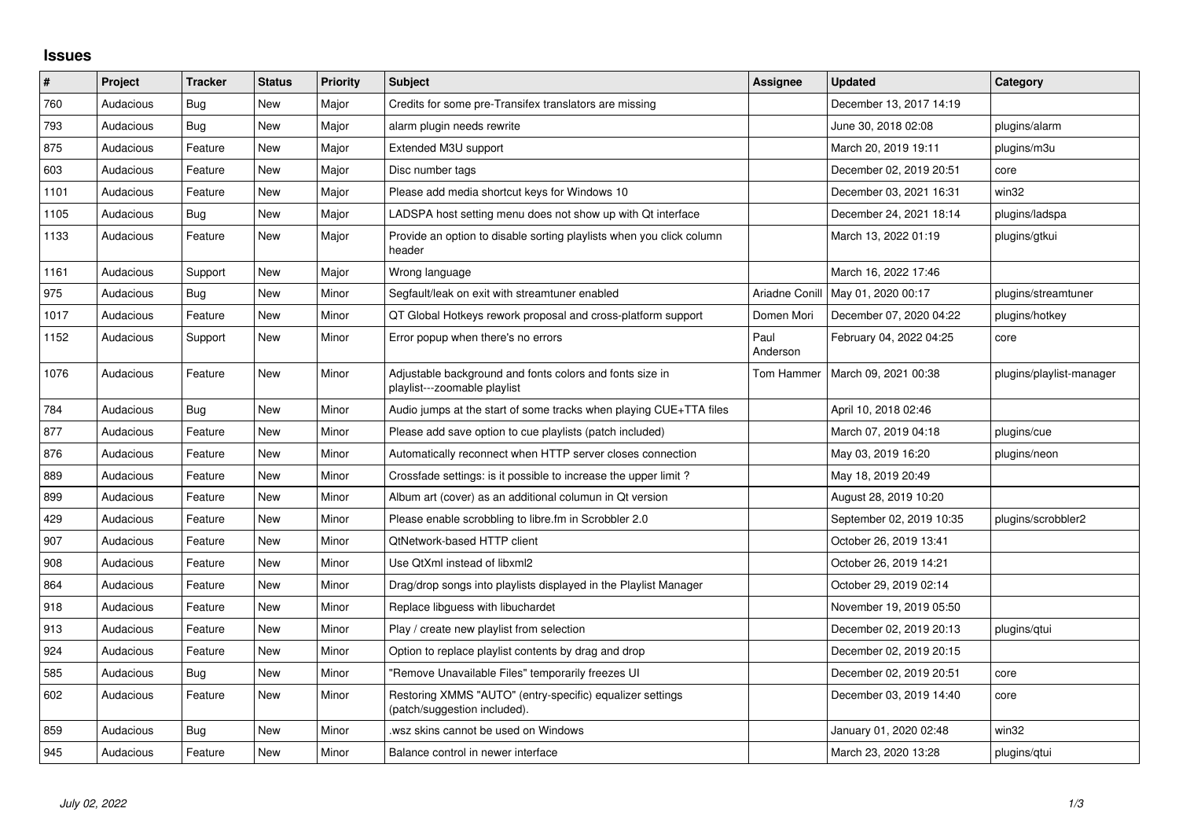# Issues

| # | Project | Tracker | Status | Priority | Subject | Assignee | Updated | Category |
|---|---|---|---|---|---|---|---|---|
| 760 | Audacious | Bug | New | Major | Credits for some pre-Transifex translators are missing | | December 13, 2017 14:19 | |
| 793 | Audacious | Bug | New | Major | alarm plugin needs rewrite | | June 30, 2018 02:08 | plugins/alarm |
| 875 | Audacious | Feature | New | Major | Extended M3U support | | March 20, 2019 19:11 | plugins/m3u |
| 603 | Audacious | Feature | New | Major | Disc number tags | | December 02, 2019 20:51 | core |
| 1101 | Audacious | Feature | New | Major | Please add media shortcut keys for Windows 10 | | December 03, 2021 16:31 | win32 |
| 1105 | Audacious | Bug | New | Major | LADSPA host setting menu does not show up with Qt interface | | December 24, 2021 18:14 | plugins/ladspa |
| 1133 | Audacious | Feature | New | Major | Provide an option to disable sorting playlists when you click column header | | March 13, 2022 01:19 | plugins/gtkui |
| 1161 | Audacious | Support | New | Major | Wrong language | | March 16, 2022 17:46 | |
| 975 | Audacious | Bug | New | Minor | Segfault/leak on exit with streamtuner enabled | Ariadne Conill | May 01, 2020 00:17 | plugins/streamtuner |
| 1017 | Audacious | Feature | New | Minor | QT Global Hotkeys rework proposal and cross-platform support | Domen Mori | December 07, 2020 04:22 | plugins/hotkey |
| 1152 | Audacious | Support | New | Minor | Error popup when there's no errors | Paul Anderson | February 04, 2022 04:25 | core |
| 1076 | Audacious | Feature | New | Minor | Adjustable background and fonts colors and fonts size in playlist---zoomable playlist | Tom Hammer | March 09, 2021 00:38 | plugins/playlist-manager |
| 784 | Audacious | Bug | New | Minor | Audio jumps at the start of some tracks when playing CUE+TTA files | | April 10, 2018 02:46 | |
| 877 | Audacious | Feature | New | Minor | Please add save option to cue playlists (patch included) | | March 07, 2019 04:18 | plugins/cue |
| 876 | Audacious | Feature | New | Minor | Automatically reconnect when HTTP server closes connection | | May 03, 2019 16:20 | plugins/neon |
| 889 | Audacious | Feature | New | Minor | Crossfade settings: is it possible to increase the upper limit ? | | May 18, 2019 20:49 | |
| 899 | Audacious | Feature | New | Minor | Album art (cover) as an additional columun in Qt version | | August 28, 2019 10:20 | |
| 429 | Audacious | Feature | New | Minor | Please enable scrobbling to libre.fm in Scrobbler 2.0 | | September 02, 2019 10:35 | plugins/scrobbler2 |
| 907 | Audacious | Feature | New | Minor | QtNetwork-based HTTP client | | October 26, 2019 13:41 | |
| 908 | Audacious | Feature | New | Minor | Use QtXml instead of libxml2 | | October 26, 2019 14:21 | |
| 864 | Audacious | Feature | New | Minor | Drag/drop songs into playlists displayed in the Playlist Manager | | October 29, 2019 02:14 | |
| 918 | Audacious | Feature | New | Minor | Replace libguess with libuchardet | | November 19, 2019 05:50 | |
| 913 | Audacious | Feature | New | Minor | Play / create new playlist from selection | | December 02, 2019 20:13 | plugins/qtui |
| 924 | Audacious | Feature | New | Minor | Option to replace playlist contents by drag and drop | | December 02, 2019 20:15 | |
| 585 | Audacious | Bug | New | Minor | "Remove Unavailable Files" temporarily freezes UI | | December 02, 2019 20:51 | core |
| 602 | Audacious | Feature | New | Minor | Restoring XMMS "AUTO" (entry-specific) equalizer settings (patch/suggestion included). | | December 03, 2019 14:40 | core |
| 859 | Audacious | Bug | New | Minor | .wsz skins cannot be used on Windows | | January 01, 2020 02:48 | win32 |
| 945 | Audacious | Feature | New | Minor | Balance control in newer interface | | March 23, 2020 13:28 | plugins/qtui |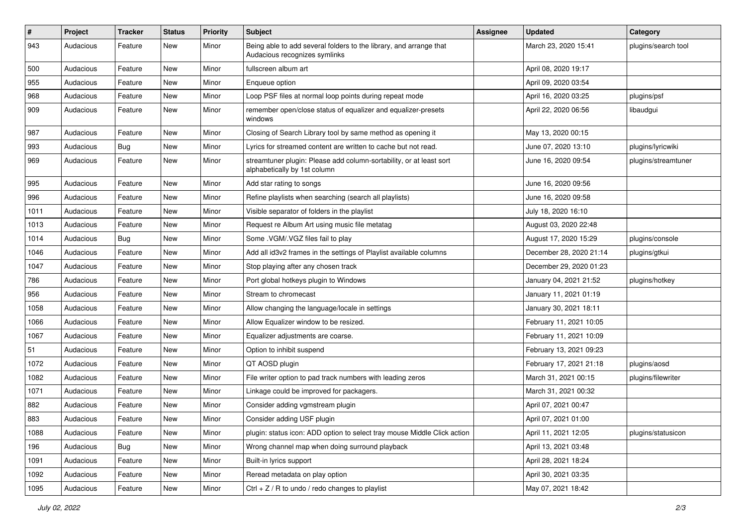| # | Project | Tracker | Status | Priority | Subject | Assignee | Updated | Category |
|---|---|---|---|---|---|---|---|---|
| 943 | Audacious | Feature | New | Minor | Being able to add several folders to the library, and arrange that Audacious recognizes symlinks | | March 23, 2020 15:41 | plugins/search tool |
| 500 | Audacious | Feature | New | Minor | fullscreen album art | | April 08, 2020 19:17 | |
| 955 | Audacious | Feature | New | Minor | Enqueue option | | April 09, 2020 03:54 | |
| 968 | Audacious | Feature | New | Minor | Loop PSF files at normal loop points during repeat mode | | April 16, 2020 03:25 | plugins/psf |
| 909 | Audacious | Feature | New | Minor | remember open/close status of equalizer and equalizer-presets windows | | April 22, 2020 06:56 | libaudgui |
| 987 | Audacious | Feature | New | Minor | Closing of Search Library tool by same method as opening it | | May 13, 2020 00:15 | |
| 993 | Audacious | Bug | New | Minor | Lyrics for streamed content are written to cache but not read. | | June 07, 2020 13:10 | plugins/lyricwiki |
| 969 | Audacious | Feature | New | Minor | streamtuner plugin: Please add column-sortability, or at least sort alphabetically by 1st column | | June 16, 2020 09:54 | plugins/streamtuner |
| 995 | Audacious | Feature | New | Minor | Add star rating to songs | | June 16, 2020 09:56 | |
| 996 | Audacious | Feature | New | Minor | Refine playlists when searching (search all playlists) | | June 16, 2020 09:58 | |
| 1011 | Audacious | Feature | New | Minor | Visible separator of folders in the playlist | | July 18, 2020 16:10 | |
| 1013 | Audacious | Feature | New | Minor | Request re Album Art using music file metatag | | August 03, 2020 22:48 | |
| 1014 | Audacious | Bug | New | Minor | Some .VGM/.VGZ files fail to play | | August 17, 2020 15:29 | plugins/console |
| 1046 | Audacious | Feature | New | Minor | Add all id3v2 frames in the settings of Playlist available columns | | December 28, 2020 21:14 | plugins/gtkui |
| 1047 | Audacious | Feature | New | Minor | Stop playing after any chosen track | | December 29, 2020 01:23 | |
| 786 | Audacious | Feature | New | Minor | Port global hotkeys plugin to Windows | | January 04, 2021 21:52 | plugins/hotkey |
| 956 | Audacious | Feature | New | Minor | Stream to chromecast | | January 11, 2021 01:19 | |
| 1058 | Audacious | Feature | New | Minor | Allow changing the language/locale in settings | | January 30, 2021 18:11 | |
| 1066 | Audacious | Feature | New | Minor | Allow Equalizer window to be resized. | | February 11, 2021 10:05 | |
| 1067 | Audacious | Feature | New | Minor | Equalizer adjustments are coarse. | | February 11, 2021 10:09 | |
| 51 | Audacious | Feature | New | Minor | Option to inhibit suspend | | February 13, 2021 09:23 | |
| 1072 | Audacious | Feature | New | Minor | QT AOSD plugin | | February 17, 2021 21:18 | plugins/aosd |
| 1082 | Audacious | Feature | New | Minor | File writer option to pad track numbers with leading zeros | | March 31, 2021 00:15 | plugins/filewriter |
| 1071 | Audacious | Feature | New | Minor | Linkage could be improved for packagers. | | March 31, 2021 00:32 | |
| 882 | Audacious | Feature | New | Minor | Consider adding vgmstream plugin | | April 07, 2021 00:47 | |
| 883 | Audacious | Feature | New | Minor | Consider adding USF plugin | | April 07, 2021 01:00 | |
| 1088 | Audacious | Feature | New | Minor | plugin: status icon: ADD option to select tray mouse Middle Click action | | April 11, 2021 12:05 | plugins/statusicon |
| 196 | Audacious | Bug | New | Minor | Wrong channel map when doing surround playback | | April 13, 2021 03:48 | |
| 1091 | Audacious | Feature | New | Minor | Built-in lyrics support | | April 28, 2021 18:24 | |
| 1092 | Audacious | Feature | New | Minor | Reread metadata on play option | | April 30, 2021 03:35 | |
| 1095 | Audacious | Feature | New | Minor | Ctrl + Z / R to undo / redo changes to playlist | | May 07, 2021 18:42 | |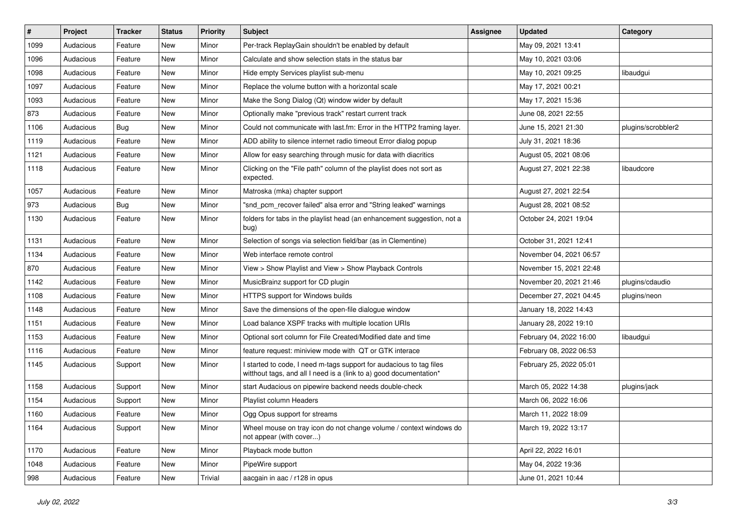| # | Project | Tracker | Status | Priority | Subject | Assignee | Updated | Category |
|---|---|---|---|---|---|---|---|---|
| 1099 | Audacious | Feature | New | Minor | Per-track ReplayGain shouldn't be enabled by default | | May 09, 2021 13:41 | |
| 1096 | Audacious | Feature | New | Minor | Calculate and show selection stats in the status bar | | May 10, 2021 03:06 | |
| 1098 | Audacious | Feature | New | Minor | Hide empty Services playlist sub-menu | | May 10, 2021 09:25 | libaudgui |
| 1097 | Audacious | Feature | New | Minor | Replace the volume button with a horizontal scale | | May 17, 2021 00:21 | |
| 1093 | Audacious | Feature | New | Minor | Make the Song Dialog (Qt) window wider by default | | May 17, 2021 15:36 | |
| 873 | Audacious | Feature | New | Minor | Optionally make "previous track" restart current track | | June 08, 2021 22:55 | |
| 1106 | Audacious | Bug | New | Minor | Could not communicate with last.fm: Error in the HTTP2 framing layer. | | June 15, 2021 21:30 | plugins/scrobbler2 |
| 1119 | Audacious | Feature | New | Minor | ADD ability to silence internet radio timeout Error dialog popup | | July 31, 2021 18:36 | |
| 1121 | Audacious | Feature | New | Minor | Allow for easy searching through music for data with diacritics | | August 05, 2021 08:06 | |
| 1118 | Audacious | Feature | New | Minor | Clicking on the "File path" column of the playlist does not sort as expected. | | August 27, 2021 22:38 | libaudcore |
| 1057 | Audacious | Feature | New | Minor | Matroska (mka) chapter support | | August 27, 2021 22:54 | |
| 973 | Audacious | Bug | New | Minor | "snd_pcm_recover failed" alsa error and "String leaked" warnings | | August 28, 2021 08:52 | |
| 1130 | Audacious | Feature | New | Minor | folders for tabs in the playlist head (an enhancement suggestion, not a bug) | | October 24, 2021 19:04 | |
| 1131 | Audacious | Feature | New | Minor | Selection of songs via selection field/bar (as in Clementine) | | October 31, 2021 12:41 | |
| 1134 | Audacious | Feature | New | Minor | Web interface remote control | | November 04, 2021 06:57 | |
| 870 | Audacious | Feature | New | Minor | View > Show Playlist and View > Show Playback Controls | | November 15, 2021 22:48 | |
| 1142 | Audacious | Feature | New | Minor | MusicBrainz support for CD plugin | | November 20, 2021 21:46 | plugins/cdaudio |
| 1108 | Audacious | Feature | New | Minor | HTTPS support for Windows builds | | December 27, 2021 04:45 | plugins/neon |
| 1148 | Audacious | Feature | New | Minor | Save the dimensions of the open-file dialogue window | | January 18, 2022 14:43 | |
| 1151 | Audacious | Feature | New | Minor | Load balance XSPF tracks with multiple location URIs | | January 28, 2022 19:10 | |
| 1153 | Audacious | Feature | New | Minor | Optional sort column for File Created/Modified date and time | | February 04, 2022 16:00 | libaudgui |
| 1116 | Audacious | Feature | New | Minor | feature request: miniview mode with QT or GTK interace | | February 08, 2022 06:53 | |
| 1145 | Audacious | Support | New | Minor | I started to code, I need m-tags support for audacious to tag files witthout tags, and all I need is a (link to a) good documentation* | | February 25, 2022 05:01 | |
| 1158 | Audacious | Support | New | Minor | start Audacious on pipewire backend needs double-check | | March 05, 2022 14:38 | plugins/jack |
| 1154 | Audacious | Support | New | Minor | Playlist column Headers | | March 06, 2022 16:06 | |
| 1160 | Audacious | Feature | New | Minor | Ogg Opus support for streams | | March 11, 2022 18:09 | |
| 1164 | Audacious | Support | New | Minor | Wheel mouse on tray icon do not change volume / context windows do not appear (with cover...) | | March 19, 2022 13:17 | |
| 1170 | Audacious | Feature | New | Minor | Playback mode button | | April 22, 2022 16:01 | |
| 1048 | Audacious | Feature | New | Minor | PipeWire support | | May 04, 2022 19:36 | |
| 998 | Audacious | Feature | New | Trivial | aacgain in aac / r128 in opus | | June 01, 2021 10:44 | |